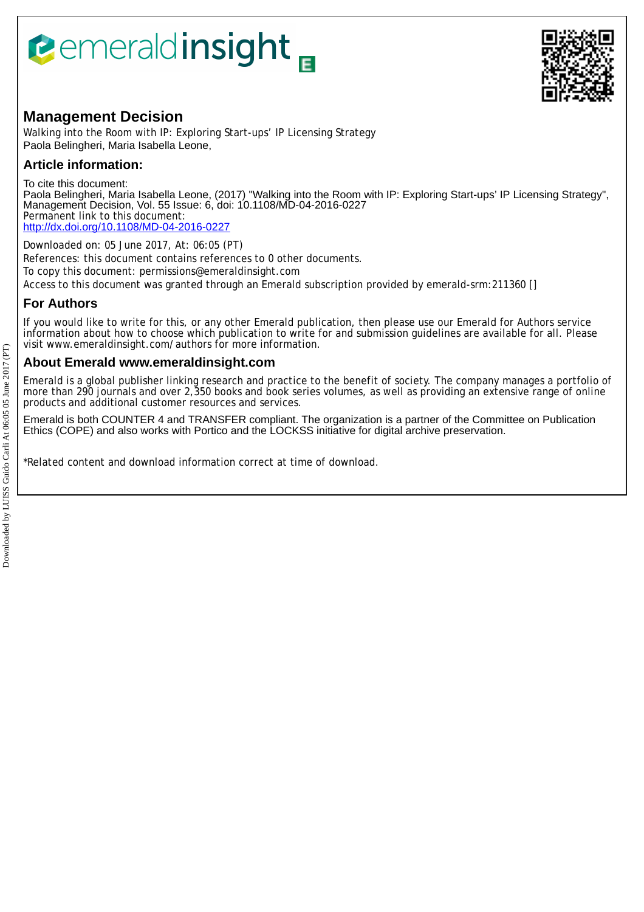# Management Decision

Walking into the Room with IP: Exploring Start-ups' IP Licensing Strategy
Paola Belingheri, Maria Isabella Leone,

## Article information:

To cite this document:
Paola Belingheri, Maria Isabella Leone, (2017) "Walking into the Room with IP: Exploring Start-ups' IP Licensing Strategy", Management Decision, Vol. 55 Issue: 6, doi: 10.1108/MD-04-2016-0227
Permanent link to this document:
http://dx.doi.org/10.1108/MD-04-2016-0227

Downloaded on: 05 June 2017, At: 06:05 (PT)
References: this document contains references to 0 other documents.
To copy this document: permissions@emeraldinsight.com
Access to this document was granted through an Emerald subscription provided by emerald-srm:211360 []

## For Authors

If you would like to write for this, or any other Emerald publication, then please use our Emerald for Authors service information about how to choose which publication to write for and submission guidelines are available for all. Please visit www.emeraldinsight.com/authors for more information.

## About Emerald www.emeraldinsight.com

Emerald is a global publisher linking research and practice to the benefit of society. The company manages a portfolio of more than 290 journals and over 2,350 books and book series volumes, as well as providing an extensive range of online products and additional customer resources and services.

Emerald is both COUNTER 4 and TRANSFER compliant. The organization is a partner of the Committee on Publication Ethics (COPE) and also works with Portico and the LOCKSS initiative for digital archive preservation.

*Related content and download information correct at time of download.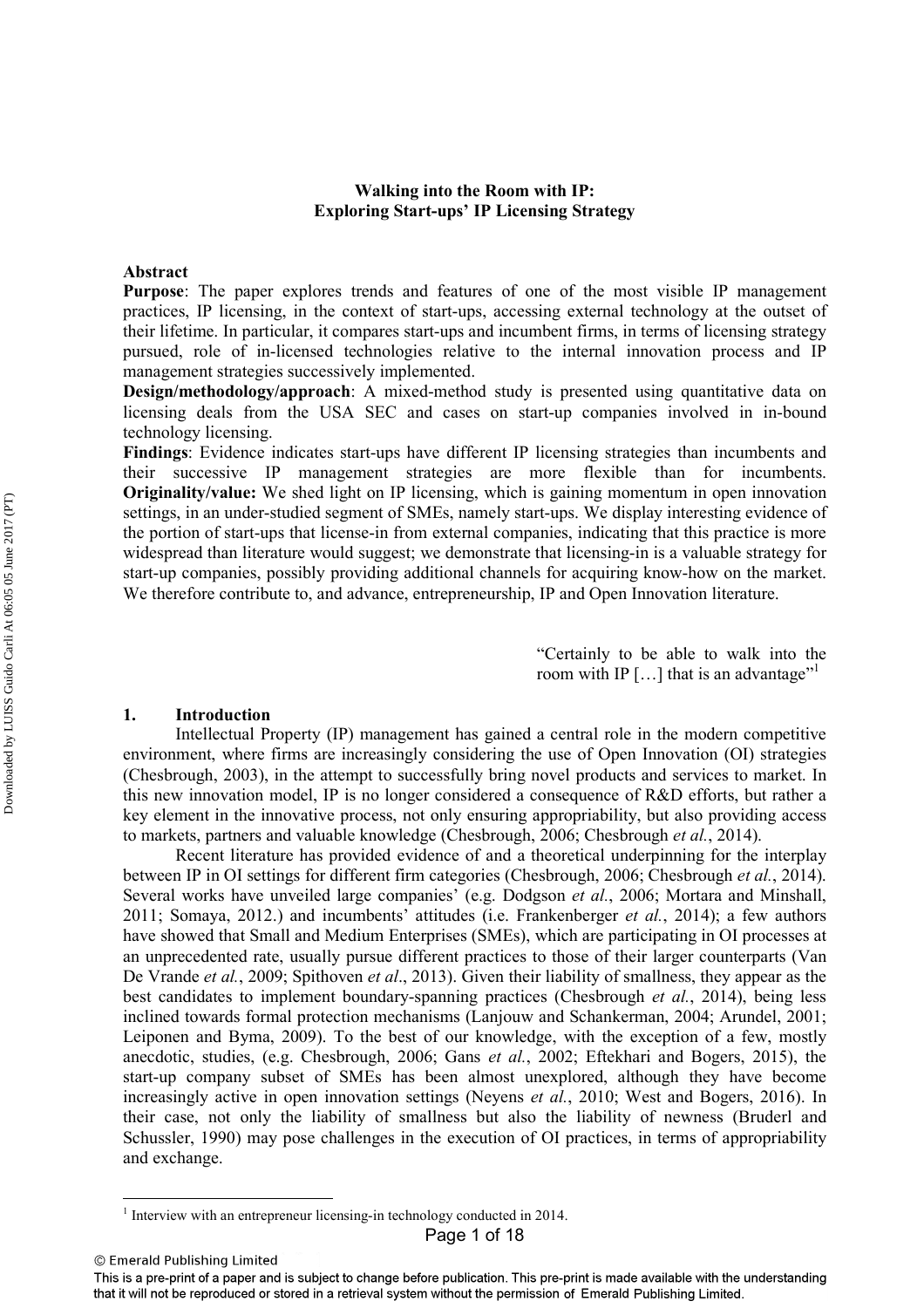# Walking into the Room with IP: Exploring Start-ups' IP Licensing Strategy

## Abstract

**Purpose**: The paper explores trends and features of one of the most visible IP management practices, IP licensing, in the context of start-ups, accessing external technology at the outset of their lifetime. In particular, it compares start-ups and incumbent firms, in terms of licensing strategy pursued, role of in-licensed technologies relative to the internal innovation process and IP management strategies successively implemented.

**Design/methodology/approach**: A mixed-method study is presented using quantitative data on licensing deals from the USA SEC and cases on start-up companies involved in in-bound technology licensing.

**Findings**: Evidence indicates start-ups have different IP licensing strategies than incumbents and their successive IP management strategies are more flexible than for incumbents.

**Originality/value:** We shed light on IP licensing, which is gaining momentum in open innovation settings, in an under-studied segment of SMEs, namely start-ups. We display interesting evidence of the portion of start-ups that license-in from external companies, indicating that this practice is more widespread than literature would suggest; we demonstrate that licensing-in is a valuable strategy for start-up companies, possibly providing additional channels for acquiring know-how on the market. We therefore contribute to, and advance, entrepreneurship, IP and Open Innovation literature.

> "Certainly to be able to walk into the room with IP […] that is an advantage"[1]

## 1. Introduction

Intellectual Property (IP) management has gained a central role in the modern competitive environment, where firms are increasingly considering the use of Open Innovation (OI) strategies (Chesbrough, 2003), in the attempt to successfully bring novel products and services to market. In this new innovation model, IP is no longer considered a consequence of R&D efforts, but rather a key element in the innovative process, not only ensuring appropriability, but also providing access to markets, partners and valuable knowledge (Chesbrough, 2006; Chesbrough *et al.*, 2014).

Recent literature has provided evidence of and a theoretical underpinning for the interplay between IP in OI settings for different firm categories (Chesbrough, 2006; Chesbrough *et al.*, 2014). Several works have unveiled large companies' (e.g. Dodgson *et al.*, 2006; Mortara and Minshall, 2011; Somaya, 2012.) and incumbents' attitudes (i.e. Frankenberger *et al.*, 2014); a few authors have showed that Small and Medium Enterprises (SMEs), which are participating in OI processes at an unprecedented rate, usually pursue different practices to those of their larger counterparts (Van De Vrande *et al.*, 2009; Spithoven *et al*., 2013). Given their liability of smallness, they appear as the best candidates to implement boundary-spanning practices (Chesbrough *et al.*, 2014), being less inclined towards formal protection mechanisms (Lanjouw and Schankerman, 2004; Arundel, 2001; Leiponen and Byma, 2009). To the best of our knowledge, with the exception of a few, mostly anecdotic, studies, (e.g. Chesbrough, 2006; Gans *et al.*, 2002; Eftekhari and Bogers, 2015), the start-up company subset of SMEs has been almost unexplored, although they have become increasingly active in open innovation settings (Neyens *et al.*, 2010; West and Bogers, 2016). In their case, not only the liability of smallness but also the liability of newness (Bruderl and Schussler, 1990) may pose challenges in the execution of OI practices, in terms of appropriability and exchange.

[1] Interview with an entrepreneur licensing-in technology conducted in 2014.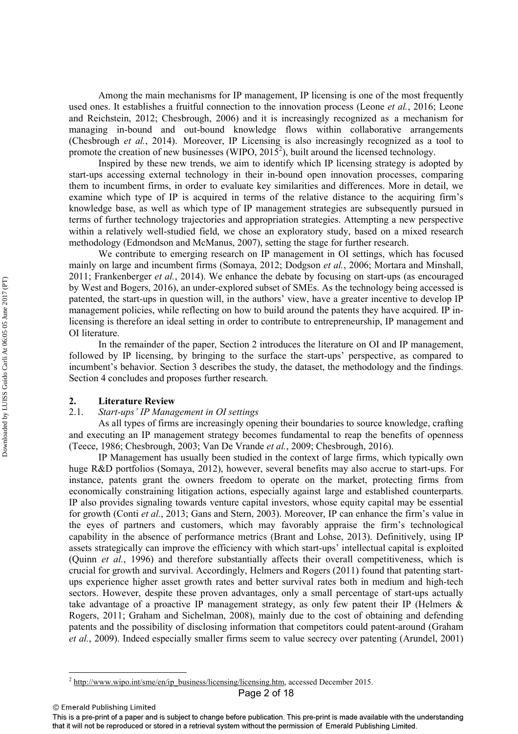Among the main mechanisms for IP management, IP licensing is one of the most frequently used ones. It establishes a fruitful connection to the innovation process (Leone *et al.*, 2016; Leone and Reichstein, 2012; Chesbrough, 2006) and it is increasingly recognized as a mechanism for managing in-bound and out-bound knowledge flows within collaborative arrangements (Chesbrough *et al.*, 2014). Moreover, IP Licensing is also increasingly recognized as a tool to promote the creation of new businesses (WIPO, 2015[2]), built around the licensed technology.

Inspired by these new trends, we aim to identify which IP licensing strategy is adopted by start-ups accessing external technology in their in-bound open innovation processes, comparing them to incumbent firms, in order to evaluate key similarities and differences. More in detail, we examine which type of IP is acquired in terms of the relative distance to the acquiring firm's knowledge base, as well as which type of IP management strategies are subsequently pursued in terms of further technology trajectories and appropriation strategies. Attempting a new perspective within a relatively well-studied field, we chose an exploratory study, based on a mixed research methodology (Edmondson and McManus, 2007), setting the stage for further research.

We contribute to emerging research on IP management in OI settings, which has focused mainly on large and incumbent firms (Somaya, 2012; Dodgson *et al.*, 2006; Mortara and Minshall, 2011; Frankenberger *et al.*, 2014). We enhance the debate by focusing on start-ups (as encouraged by West and Bogers, 2016), an under-explored subset of SMEs. As the technology being accessed is patented, the start-ups in question will, in the authors' view, have a greater incentive to develop IP management policies, while reflecting on how to build around the patents they have acquired. IP in-licensing is therefore an ideal setting in order to contribute to entrepreneurship, IP management and OI literature.

In the remainder of the paper, Section 2 introduces the literature on OI and IP management, followed by IP licensing, by bringing to the surface the start-ups' perspective, as compared to incumbent's behavior. Section 3 describes the study, the dataset, the methodology and the findings. Section 4 concludes and proposes further research.

## 2. Literature Review

### 2.1. *Start-ups' IP Management in OI settings*

As all types of firms are increasingly opening their boundaries to source knowledge, crafting and executing an IP management strategy becomes fundamental to reap the benefits of openness (Teece, 1986; Chesbrough, 2003; Van De Vrande *et al.*, 2009; Chesbrough, 2016).

IP Management has usually been studied in the context of large firms, which typically own huge R&D portfolios (Somaya, 2012), however, several benefits may also accrue to start-ups. For instance, patents grant the owners freedom to operate on the market, protecting firms from economically constraining litigation actions, especially against large and established counterparts. IP also provides signaling towards venture capital investors, whose equity capital may be essential for growth (Conti *et al.*, 2013; Gans and Stern, 2003). Moreover, IP can enhance the firm's value in the eyes of partners and customers, which may favorably appraise the firm's technological capability in the absence of performance metrics (Brant and Lohse, 2013). Definitively, using IP assets strategically can improve the efficiency with which start-ups' intellectual capital is exploited (Quinn *et al.*, 1996) and therefore substantially affects their overall competitiveness, which is crucial for growth and survival. Accordingly, Helmers and Rogers (2011) found that patenting start-ups experience higher asset growth rates and better survival rates both in medium and high-tech sectors. However, despite these proven advantages, only a small percentage of start-ups actually take advantage of a proactive IP management strategy, as only few patent their IP (Helmers & Rogers, 2011; Graham and Sichelman, 2008), mainly due to the cost of obtaining and defending patents and the possibility of disclosing information that competitors could patent-around (Graham *et al.*, 2009). Indeed especially smaller firms seem to value secrecy over patenting (Arundel, 2001)

[2] http://www.wipo.int/sme/en/ip_business/licensing/licensing.htm, accessed December 2015.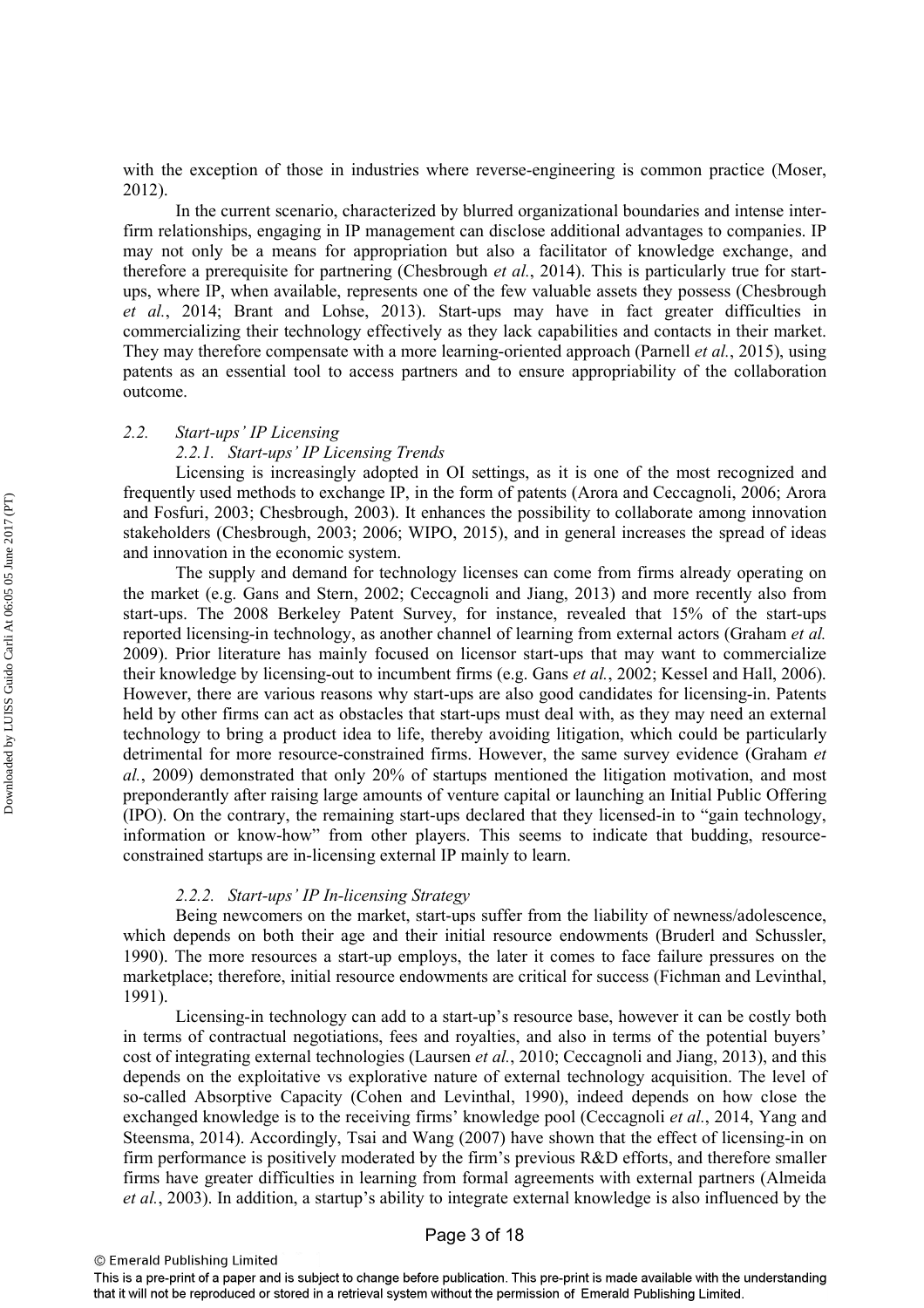with the exception of those in industries where reverse-engineering is common practice (Moser, 2012).

In the current scenario, characterized by blurred organizational boundaries and intense inter-firm relationships, engaging in IP management can disclose additional advantages to companies. IP may not only be a means for appropriation but also a facilitator of knowledge exchange, and therefore a prerequisite for partnering (Chesbrough *et al.*, 2014). This is particularly true for start-ups, where IP, when available, represents one of the few valuable assets they possess (Chesbrough *et al.*, 2014; Brant and Lohse, 2013). Start-ups may have in fact greater difficulties in commercializing their technology effectively as they lack capabilities and contacts in their market. They may therefore compensate with a more learning-oriented approach (Parnell *et al.*, 2015), using patents as an essential tool to access partners and to ensure appropriability of the collaboration outcome.

## *2.2. Start-ups' IP Licensing*

### *2.2.1. Start-ups' IP Licensing Trends*

Licensing is increasingly adopted in OI settings, as it is one of the most recognized and frequently used methods to exchange IP, in the form of patents (Arora and Ceccagnoli, 2006; Arora and Fosfuri, 2003; Chesbrough, 2003). It enhances the possibility to collaborate among innovation stakeholders (Chesbrough, 2003; 2006; WIPO, 2015), and in general increases the spread of ideas and innovation in the economic system.

The supply and demand for technology licenses can come from firms already operating on the market (e.g. Gans and Stern, 2002; Ceccagnoli and Jiang, 2013) and more recently also from start-ups. The 2008 Berkeley Patent Survey, for instance, revealed that 15% of the start-ups reported licensing-in technology, as another channel of learning from external actors (Graham *et al.* 2009). Prior literature has mainly focused on licensor start-ups that may want to commercialize their knowledge by licensing-out to incumbent firms (e.g. Gans *et al.*, 2002; Kessel and Hall, 2006). However, there are various reasons why start-ups are also good candidates for licensing-in. Patents held by other firms can act as obstacles that start-ups must deal with, as they may need an external technology to bring a product idea to life, thereby avoiding litigation, which could be particularly detrimental for more resource-constrained firms. However, the same survey evidence (Graham *et al.*, 2009) demonstrated that only 20% of startups mentioned the litigation motivation, and most preponderantly after raising large amounts of venture capital or launching an Initial Public Offering (IPO). On the contrary, the remaining start-ups declared that they licensed-in to "gain technology, information or know-how" from other players. This seems to indicate that budding, resource-constrained startups are in-licensing external IP mainly to learn.

### *2.2.2. Start-ups' IP In-licensing Strategy*

Being newcomers on the market, start-ups suffer from the liability of newness/adolescence, which depends on both their age and their initial resource endowments (Bruderl and Schussler, 1990). The more resources a start-up employs, the later it comes to face failure pressures on the marketplace; therefore, initial resource endowments are critical for success (Fichman and Levinthal, 1991).

Licensing-in technology can add to a start-up's resource base, however it can be costly both in terms of contractual negotiations, fees and royalties, and also in terms of the potential buyers' cost of integrating external technologies (Laursen *et al.*, 2010; Ceccagnoli and Jiang, 2013), and this depends on the exploitative vs explorative nature of external technology acquisition. The level of so-called Absorptive Capacity (Cohen and Levinthal, 1990), indeed depends on how close the exchanged knowledge is to the receiving firms' knowledge pool (Ceccagnoli *et al.*, 2014, Yang and Steensma, 2014). Accordingly, Tsai and Wang (2007) have shown that the effect of licensing-in on firm performance is positively moderated by the firm's previous R&D efforts, and therefore smaller firms have greater difficulties in learning from formal agreements with external partners (Almeida *et al.*, 2003). In addition, a startup's ability to integrate external knowledge is also influenced by the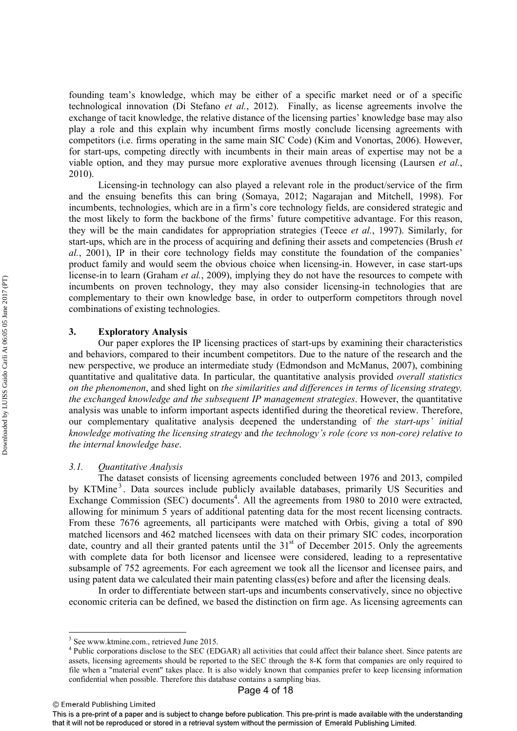founding team's knowledge, which may be either of a specific market need or of a specific technological innovation (Di Stefano *et al.*, 2012). Finally, as license agreements involve the exchange of tacit knowledge, the relative distance of the licensing parties' knowledge base may also play a role and this explain why incumbent firms mostly conclude licensing agreements with competitors (i.e. firms operating in the same main SIC Code) (Kim and Vonortas, 2006). However, for start-ups, competing directly with incumbents in their main areas of expertise may not be a viable option, and they may pursue more explorative avenues through licensing (Laursen *et al.*, 2010).

Licensing-in technology can also played a relevant role in the product/service of the firm and the ensuing benefits this can bring (Somaya, 2012; Nagarajan and Mitchell, 1998). For incumbents, technologies, which are in a firm's core technology fields, are considered strategic and the most likely to form the backbone of the firms' future competitive advantage. For this reason, they will be the main candidates for appropriation strategies (Teece *et al.*, 1997). Similarly, for start-ups, which are in the process of acquiring and defining their assets and competencies (Brush *et al.*, 2001), IP in their core technology fields may constitute the foundation of the companies' product family and would seem the obvious choice when licensing-in. However, in case start-ups license-in to learn (Graham *et al.*, 2009), implying they do not have the resources to compete with incumbents on proven technology, they may also consider licensing-in technologies that are complementary to their own knowledge base, in order to outperform competitors through novel combinations of existing technologies.

## 3. Exploratory Analysis

Our paper explores the IP licensing practices of start-ups by examining their characteristics and behaviors, compared to their incumbent competitors. Due to the nature of the research and the new perspective, we produce an intermediate study (Edmondson and McManus, 2007), combining quantitative and qualitative data. In particular, the quantitative analysis provided *overall statistics on the phenomenon*, and shed light on *the similarities and differences in terms of licensing strategy, the exchanged knowledge and the subsequent IP management strategies*. However, the quantitative analysis was unable to inform important aspects identified during the theoretical review. Therefore, our complementary qualitative analysis deepened the understanding of *the start-ups' initial knowledge motivating the licensing strategy* and *the technology's role (core vs non-core) relative to the internal knowledge base*.

### *3.1. Quantitative Analysis*

The dataset consists of licensing agreements concluded between 1976 and 2013, compiled by KTMine[3]. Data sources include publicly available databases, primarily US Securities and Exchange Commission (SEC) documents[4]. All the agreements from 1980 to 2010 were extracted, allowing for minimum 5 years of additional patenting data for the most recent licensing contracts. From these 7676 agreements, all participants were matched with Orbis, giving a total of 890 matched licensors and 462 matched licensees with data on their primary SIC codes, incorporation date, country and all their granted patents until the 31[st] of December 2015. Only the agreements with complete data for both licensor and licensee were considered, leading to a representative subsample of 752 agreements. For each agreement we took all the licensor and licensee pairs, and using patent data we calculated their main patenting class(es) before and after the licensing deals.

In order to differentiate between start-ups and incumbents conservatively, since no objective economic criteria can be defined, we based the distinction on firm age. As licensing agreements can

[3] See www.ktmine.com., retrieved June 2015.

[4] Public corporations disclose to the SEC (EDGAR) all activities that could affect their balance sheet. Since patents are assets, licensing agreements should be reported to the SEC through the 8-K form that companies are only required to file when a "material event" takes place. It is also widely known that companies prefer to keep licensing information confidential when possible. Therefore this database contains a sampling bias.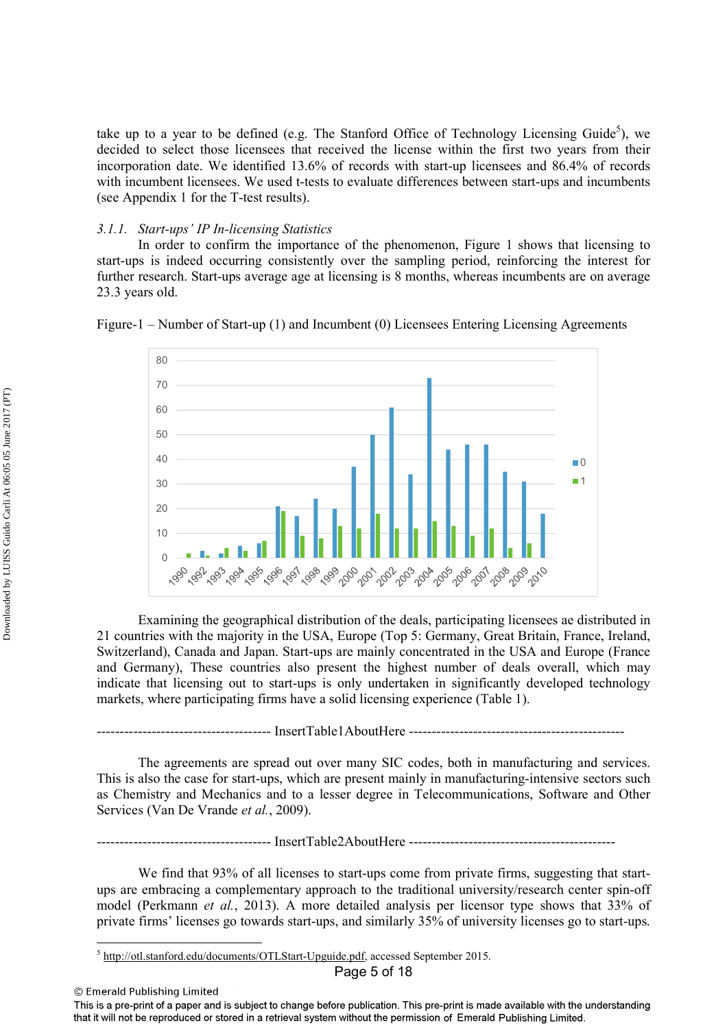take up to a year to be defined (e.g. The Stanford Office of Technology Licensing Guide[5]), we decided to select those licensees that received the license within the first two years from their incorporation date. We identified 13.6% of records with start-up licensees and 86.4% of records with incumbent licensees. We used t-tests to evaluate differences between start-ups and incumbents (see Appendix 1 for the T-test results).

### *3.1.1. Start-ups' IP In-licensing Statistics*

In order to confirm the importance of the phenomenon, Figure 1 shows that licensing to start-ups is indeed occurring consistently over the sampling period, reinforcing the interest for further research. Start-ups average age at licensing is 8 months, whereas incumbents are on average 23.3 years old.

Figure-1 – Number of Start-up (1) and Incumbent (0) Licensees Entering Licensing Agreements

Examining the geographical distribution of the deals, participating licensees ae distributed in 21 countries with the majority in the USA, Europe (Top 5: Germany, Great Britain, France, Ireland, Switzerland), Canada and Japan. Start-ups are mainly concentrated in the USA and Europe (France and Germany), These countries also present the highest number of deals overall, which may indicate that licensing out to start-ups is only undertaken in significantly developed technology markets, where participating firms have a solid licensing experience (Table 1).

------------------------------------- InsertTable1AboutHere -----------------------------------------------

The agreements are spread out over many SIC codes, both in manufacturing and services. This is also the case for start-ups, which are present mainly in manufacturing-intensive sectors such as Chemistry and Mechanics and to a lesser degree in Telecommunications, Software and Other Services (Van De Vrande *et al.*, 2009).

------------------------------------- InsertTable2AboutHere --------------------------------------------

We find that 93% of all licenses to start-ups come from private firms, suggesting that start-ups are embracing a complementary approach to the traditional university/research center spin-off model (Perkmann *et al.*, 2013). A more detailed analysis per licensor type shows that 33% of private firms' licenses go towards start-ups, and similarly 35% of university licenses go to start-ups.

---

[5] http://otl.stanford.edu/documents/OTLStart-Upguide.pdf, accessed September 2015.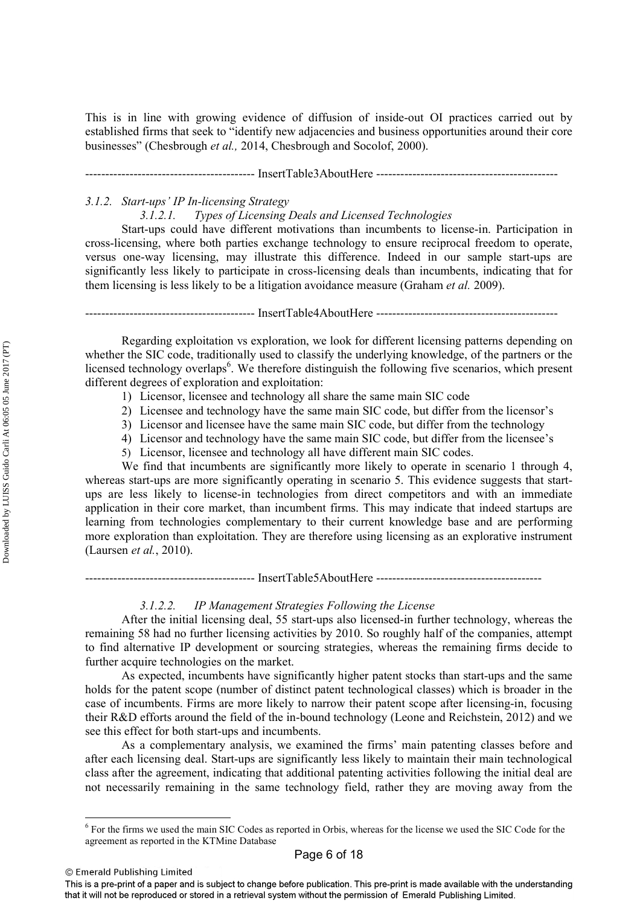This is in line with growing evidence of diffusion of inside-out OI practices carried out by established firms that seek to "identify new adjacencies and business opportunities around their core businesses" (Chesbrough *et al.,* 2014, Chesbrough and Socolof, 2000).

----------------------------------------- InsertTable3AboutHere --------------------------------------------

*3.1.2. Start-ups' IP In-licensing Strategy*

*3.1.2.1. Types of Licensing Deals and Licensed Technologies*

Start-ups could have different motivations than incumbents to license-in. Participation in cross-licensing, where both parties exchange technology to ensure reciprocal freedom to operate, versus one-way licensing, may illustrate this difference. Indeed in our sample start-ups are significantly less likely to participate in cross-licensing deals than incumbents, indicating that for them licensing is less likely to be a litigation avoidance measure (Graham *et al.* 2009).

----------------------------------------- InsertTable4AboutHere --------------------------------------------

Regarding exploitation vs exploration, we look for different licensing patterns depending on whether the SIC code, traditionally used to classify the underlying knowledge, of the partners or the licensed technology overlaps[6]. We therefore distinguish the following five scenarios, which present different degrees of exploration and exploitation:

1) Licensor, licensee and technology all share the same main SIC code
2) Licensee and technology have the same main SIC code, but differ from the licensor's
3) Licensor and licensee have the same main SIC code, but differ from the technology
4) Licensor and technology have the same main SIC code, but differ from the licensee's
5) Licensor, licensee and technology all have different main SIC codes.

We find that incumbents are significantly more likely to operate in scenario 1 through 4, whereas start-ups are more significantly operating in scenario 5. This evidence suggests that start-ups are less likely to license-in technologies from direct competitors and with an immediate application in their core market, than incumbent firms. This may indicate that indeed startups are learning from technologies complementary to their current knowledge base and are performing more exploration than exploitation. They are therefore using licensing as an explorative instrument (Laursen *et al.*, 2010).

----------------------------------------- InsertTable5AboutHere ----------------------------------------

*3.1.2.2. IP Management Strategies Following the License*

After the initial licensing deal, 55 start-ups also licensed-in further technology, whereas the remaining 58 had no further licensing activities by 2010. So roughly half of the companies, attempt to find alternative IP development or sourcing strategies, whereas the remaining firms decide to further acquire technologies on the market.

As expected, incumbents have significantly higher patent stocks than start-ups and the same holds for the patent scope (number of distinct patent technological classes) which is broader in the case of incumbents. Firms are more likely to narrow their patent scope after licensing-in, focusing their R&D efforts around the field of the in-bound technology (Leone and Reichstein, 2012) and we see this effect for both start-ups and incumbents.

As a complementary analysis, we examined the firms' main patenting classes before and after each licensing deal. Start-ups are significantly less likely to maintain their main technological class after the agreement, indicating that additional patenting activities following the initial deal are not necessarily remaining in the same technology field, rather they are moving away from the

[6] For the firms we used the main SIC Codes as reported in Orbis, whereas for the license we used the SIC Code for the agreement as reported in the KTMine Database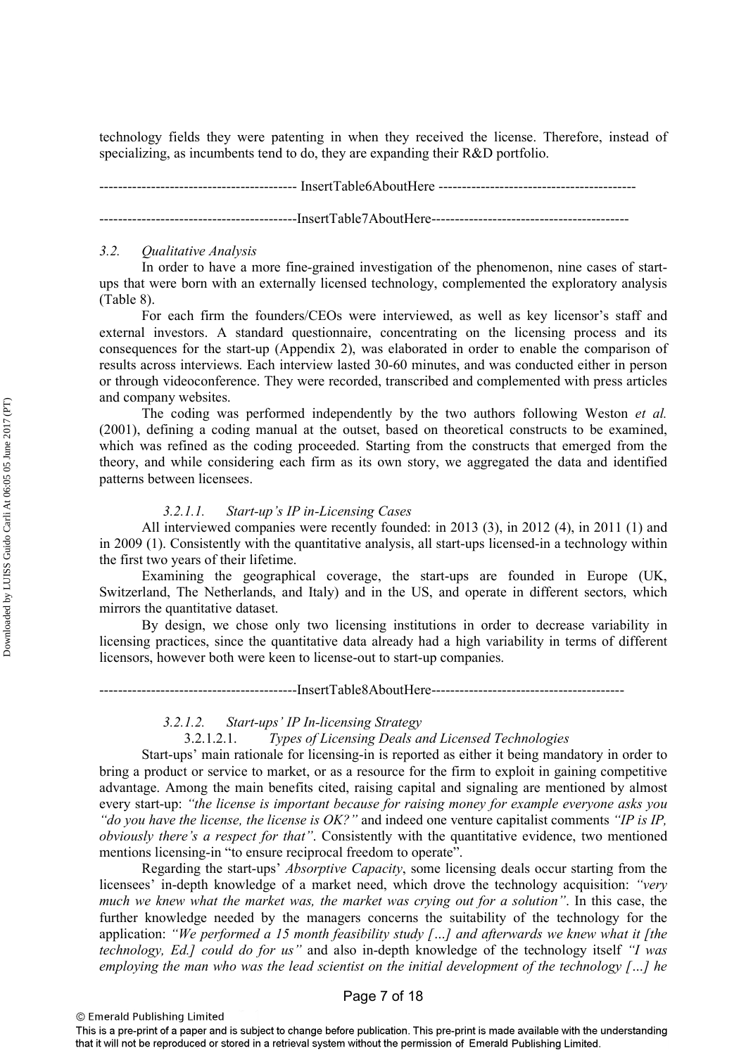technology fields they were patenting in when they received the license. Therefore, instead of specializing, as incumbents tend to do, they are expanding their R&D portfolio.

------------------------------------------ InsertTable6AboutHere ------------------------------------------

------------------------------------------InsertTable7AboutHere------------------------------------------

### *3.2. Qualitative Analysis*

In order to have a more fine-grained investigation of the phenomenon, nine cases of start-ups that were born with an externally licensed technology, complemented the exploratory analysis (Table 8).

For each firm the founders/CEOs were interviewed, as well as key licensor's staff and external investors. A standard questionnaire, concentrating on the licensing process and its consequences for the start-up (Appendix 2), was elaborated in order to enable the comparison of results across interviews. Each interview lasted 30-60 minutes, and was conducted either in person or through videoconference. They were recorded, transcribed and complemented with press articles and company websites.

The coding was performed independently by the two authors following Weston *et al.* (2001), defining a coding manual at the outset, based on theoretical constructs to be examined, which was refined as the coding proceeded. Starting from the constructs that emerged from the theory, and while considering each firm as its own story, we aggregated the data and identified patterns between licensees.

#### *3.2.1.1. Start-up's IP in-Licensing Cases*

All interviewed companies were recently founded: in 2013 (3), in 2012 (4), in 2011 (1) and in 2009 (1). Consistently with the quantitative analysis, all start-ups licensed-in a technology within the first two years of their lifetime.

Examining the geographical coverage, the start-ups are founded in Europe (UK, Switzerland, The Netherlands, and Italy) and in the US, and operate in different sectors, which mirrors the quantitative dataset.

By design, we chose only two licensing institutions in order to decrease variability in licensing practices, since the quantitative data already had a high variability in terms of different licensors, however both were keen to license-out to start-up companies.

------------------------------------------InsertTable8AboutHere------------------------------------------

#### *3.2.1.2. Start-ups' IP In-licensing Strategy*

##### 3.2.1.2.1. *Types of Licensing Deals and Licensed Technologies*

Start-ups' main rationale for licensing-in is reported as either it being mandatory in order to bring a product or service to market, or as a resource for the firm to exploit in gaining competitive advantage. Among the main benefits cited, raising capital and signaling are mentioned by almost every start-up: *"the license is important because for raising money for example everyone asks you "do you have the license, the license is OK?"* and indeed one venture capitalist comments *"IP is IP, obviously there's a respect for that"*. Consistently with the quantitative evidence, two mentioned mentions licensing-in "to ensure reciprocal freedom to operate".

Regarding the start-ups' *Absorptive Capacity*, some licensing deals occur starting from the licensees' in-depth knowledge of a market need, which drove the technology acquisition: *"very much we knew what the market was, the market was crying out for a solution"*. In this case, the further knowledge needed by the managers concerns the suitability of the technology for the application: *"We performed a 15 month feasibility study […] and afterwards we knew what it [the technology, Ed.] could do for us"* and also in-depth knowledge of the technology itself *"I was employing the man who was the lead scientist on the initial development of the technology […] he*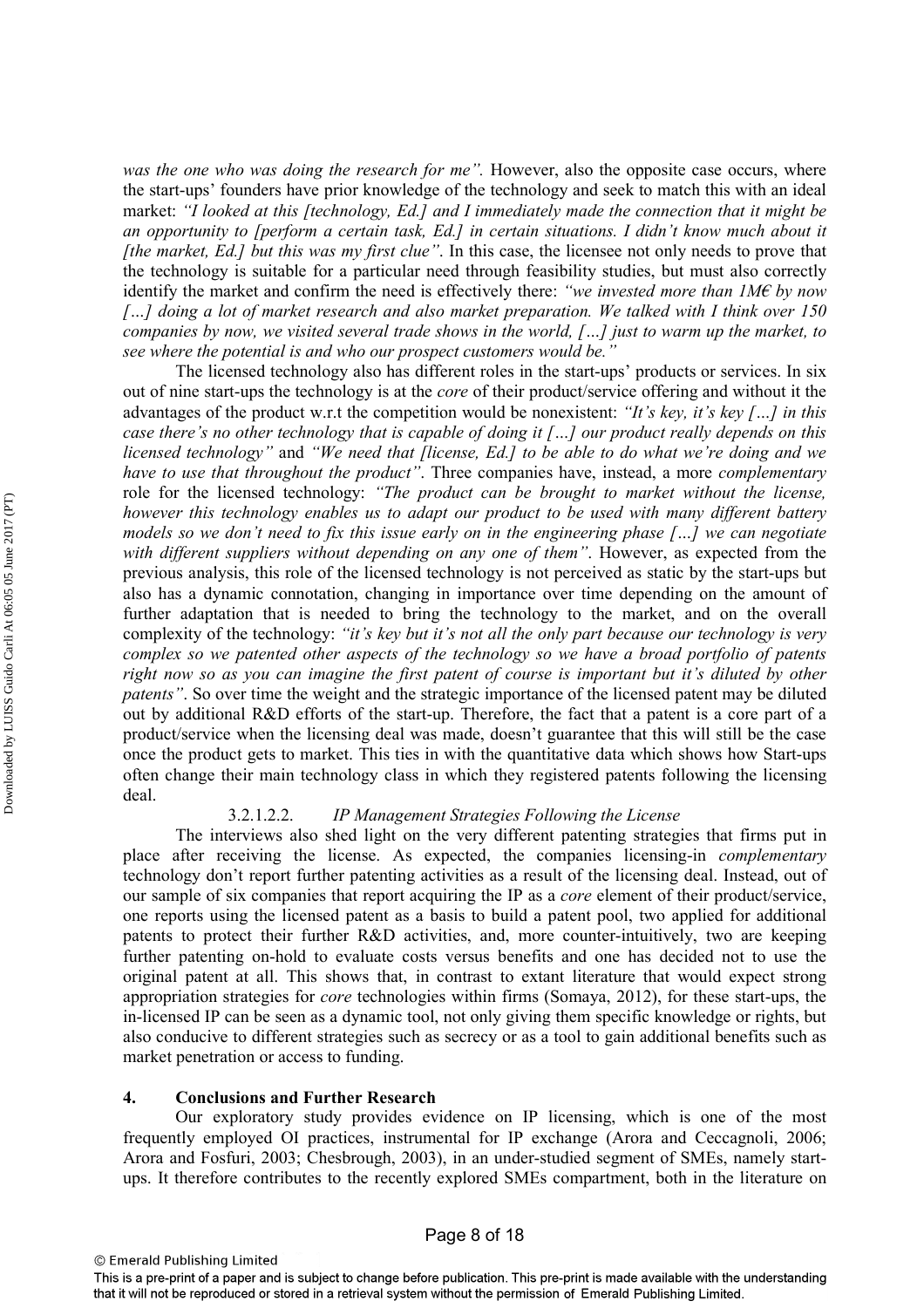*was the one who was doing the research for me".* However, also the opposite case occurs, where the start-ups' founders have prior knowledge of the technology and seek to match this with an ideal market: *"I looked at this [technology, Ed.] and I immediately made the connection that it might be an opportunity to [perform a certain task, Ed.] in certain situations. I didn't know much about it [the market, Ed.] but this was my first clue".* In this case, the licensee not only needs to prove that the technology is suitable for a particular need through feasibility studies, but must also correctly identify the market and confirm the need is effectively there: *"we invested more than 1M€ by now […] doing a lot of market research and also market preparation. We talked with I think over 150 companies by now, we visited several trade shows in the world, […] just to warm up the market, to see where the potential is and who our prospect customers would be."*

The licensed technology also has different roles in the start-ups' products or services. In six out of nine start-ups the technology is at the *core* of their product/service offering and without it the advantages of the product w.r.t the competition would be nonexistent: *"It's key, it's key […] in this case there's no other technology that is capable of doing it […] our product really depends on this licensed technology"* and *"We need that [license, Ed.] to be able to do what we're doing and we have to use that throughout the product".* Three companies have, instead, a more *complementary* role for the licensed technology: *"The product can be brought to market without the license, however this technology enables us to adapt our product to be used with many different battery models so we don't need to fix this issue early on in the engineering phase […] we can negotiate with different suppliers without depending on any one of them".* However, as expected from the previous analysis, this role of the licensed technology is not perceived as static by the start-ups but also has a dynamic connotation, changing in importance over time depending on the amount of further adaptation that is needed to bring the technology to the market, and on the overall complexity of the technology: *"it's key but it's not all the only part because our technology is very complex so we patented other aspects of the technology so we have a broad portfolio of patents right now so as you can imagine the first patent of course is important but it's diluted by other patents".* So over time the weight and the strategic importance of the licensed patent may be diluted out by additional R&D efforts of the start-up. Therefore, the fact that a patent is a core part of a product/service when the licensing deal was made, doesn't guarantee that this will still be the case once the product gets to market. This ties in with the quantitative data which shows how Start-ups often change their main technology class in which they registered patents following the licensing deal.

##### 3.2.1.2.2. *IP Management Strategies Following the License*

The interviews also shed light on the very different patenting strategies that firms put in place after receiving the license. As expected, the companies licensing-in *complementary* technology don't report further patenting activities as a result of the licensing deal. Instead, out of our sample of six companies that report acquiring the IP as a *core* element of their product/service, one reports using the licensed patent as a basis to build a patent pool, two applied for additional patents to protect their further R&D activities, and, more counter-intuitively, two are keeping further patenting on-hold to evaluate costs versus benefits and one has decided not to use the original patent at all. This shows that, in contrast to extant literature that would expect strong appropriation strategies for *core* technologies within firms (Somaya, 2012), for these start-ups, the in-licensed IP can be seen as a dynamic tool, not only giving them specific knowledge or rights, but also conducive to different strategies such as secrecy or as a tool to gain additional benefits such as market penetration or access to funding.

## 4. Conclusions and Further Research

Our exploratory study provides evidence on IP licensing, which is one of the most frequently employed OI practices, instrumental for IP exchange (Arora and Ceccagnoli, 2006; Arora and Fosfuri, 2003; Chesbrough, 2003), in an under-studied segment of SMEs, namely start-ups. It therefore contributes to the recently explored SMEs compartment, both in the literature on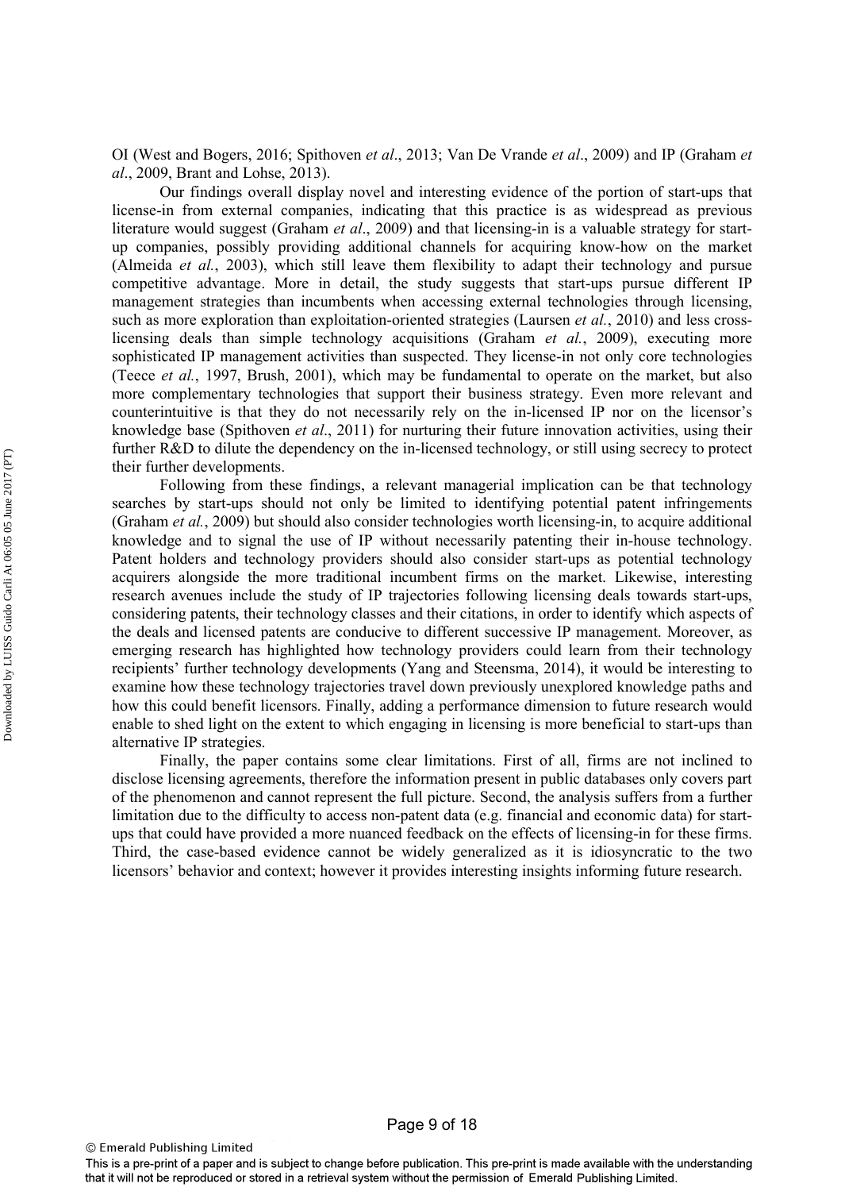OI (West and Bogers, 2016; Spithoven *et al*., 2013; Van De Vrande *et al*., 2009) and IP (Graham *et al*., 2009, Brant and Lohse, 2013).

Our findings overall display novel and interesting evidence of the portion of start-ups that license-in from external companies, indicating that this practice is as widespread as previous literature would suggest (Graham *et al*., 2009) and that licensing-in is a valuable strategy for start-up companies, possibly providing additional channels for acquiring know-how on the market (Almeida *et al.*, 2003), which still leave them flexibility to adapt their technology and pursue competitive advantage. More in detail, the study suggests that start-ups pursue different IP management strategies than incumbents when accessing external technologies through licensing, such as more exploration than exploitation-oriented strategies (Laursen *et al.*, 2010) and less cross-licensing deals than simple technology acquisitions (Graham *et al.*, 2009), executing more sophisticated IP management activities than suspected. They license-in not only core technologies (Teece *et al.*, 1997, Brush, 2001), which may be fundamental to operate on the market, but also more complementary technologies that support their business strategy. Even more relevant and counterintuitive is that they do not necessarily rely on the in-licensed IP nor on the licensor's knowledge base (Spithoven *et al*., 2011) for nurturing their future innovation activities, using their further R&D to dilute the dependency on the in-licensed technology, or still using secrecy to protect their further developments.

Following from these findings, a relevant managerial implication can be that technology searches by start-ups should not only be limited to identifying potential patent infringements (Graham *et al.*, 2009) but should also consider technologies worth licensing-in, to acquire additional knowledge and to signal the use of IP without necessarily patenting their in-house technology. Patent holders and technology providers should also consider start-ups as potential technology acquirers alongside the more traditional incumbent firms on the market. Likewise, interesting research avenues include the study of IP trajectories following licensing deals towards start-ups, considering patents, their technology classes and their citations, in order to identify which aspects of the deals and licensed patents are conducive to different successive IP management. Moreover, as emerging research has highlighted how technology providers could learn from their technology recipients' further technology developments (Yang and Steensma, 2014), it would be interesting to examine how these technology trajectories travel down previously unexplored knowledge paths and how this could benefit licensors. Finally, adding a performance dimension to future research would enable to shed light on the extent to which engaging in licensing is more beneficial to start-ups than alternative IP strategies.

Finally, the paper contains some clear limitations. First of all, firms are not inclined to disclose licensing agreements, therefore the information present in public databases only covers part of the phenomenon and cannot represent the full picture. Second, the analysis suffers from a further limitation due to the difficulty to access non-patent data (e.g. financial and economic data) for start-ups that could have provided a more nuanced feedback on the effects of licensing-in for these firms. Third, the case-based evidence cannot be widely generalized as it is idiosyncratic to the two licensors' behavior and context; however it provides interesting insights informing future research.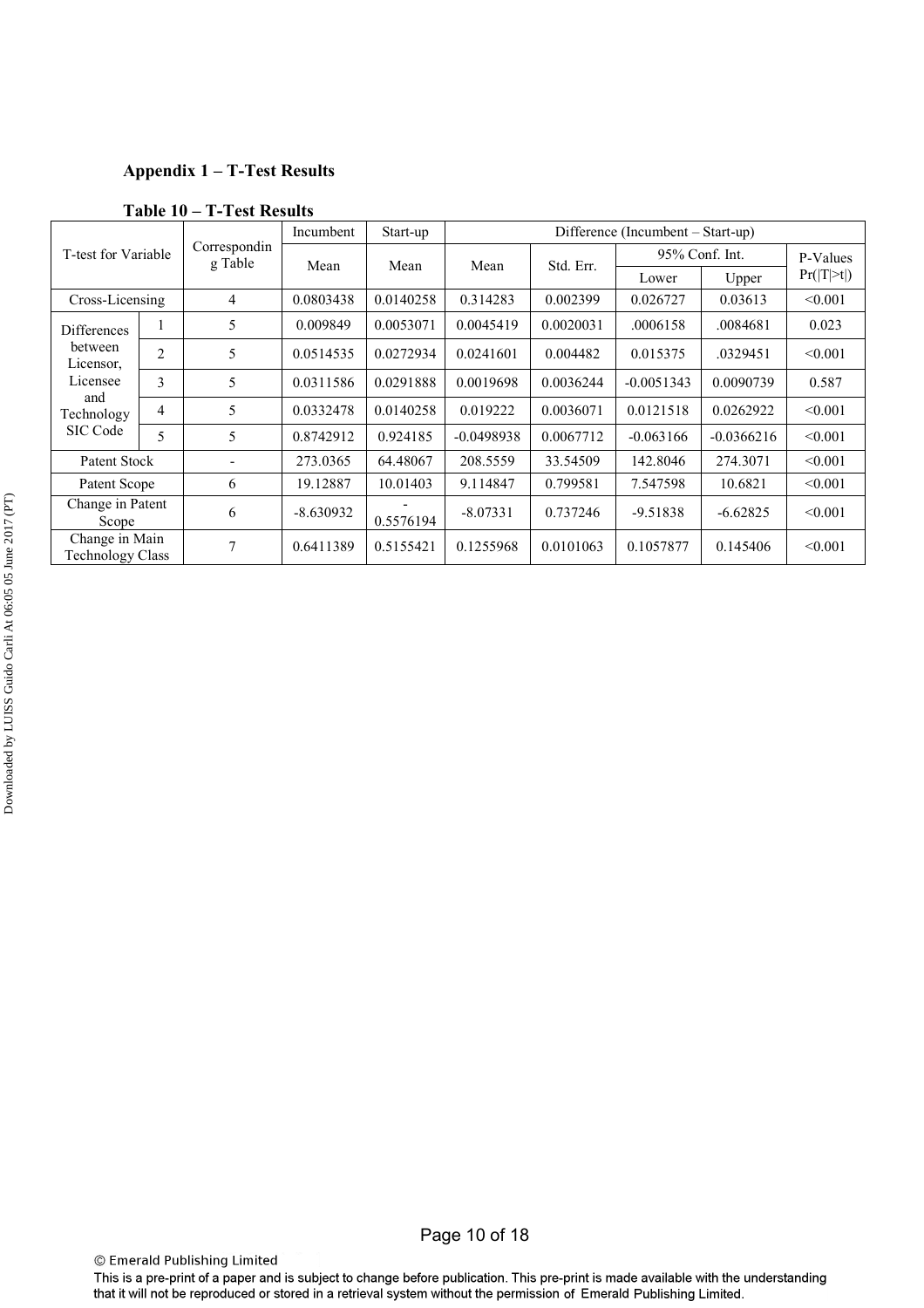## Appendix 1 – T-Test Results

**Table 10 – T-Test Results**

| T-test for Variable | | Corresponding Table | Incumbent | Start-up | Difference (Incumbent – Start-up) | | | | |
|---|---|---|---|---|---|---|---|---|---|
| | | | Mean | Mean | Mean | Std. Err. | 95% Conf. Int. | | P-Values Pr(\|T\|>t\|) |
| | | | | | | | Lower | Upper | |
| Cross-Licensing | | 4 | 0.0803438 | 0.0140258 | 0.314283 | 0.002399 | 0.026727 | 0.03613 | <0.001 |
| Differences between Licensor, Licensee and Technology SIC Code | 1 | 5 | 0.009849 | 0.0053071 | 0.0045419 | 0.0020031 | .0006158 | .0084681 | 0.023 |
| | 2 | 5 | 0.0514535 | 0.0272934 | 0.0241601 | 0.004482 | 0.015375 | .0329451 | <0.001 |
| | 3 | 5 | 0.0311586 | 0.0291888 | 0.0019698 | 0.0036244 | -0.0051343 | 0.0090739 | 0.587 |
| | 4 | 5 | 0.0332478 | 0.0140258 | 0.019222 | 0.0036071 | 0.0121518 | 0.0262922 | <0.001 |
| | 5 | 5 | 0.8742912 | 0.924185 | -0.0498938 | 0.0067712 | -0.063166 | -0.0366216 | <0.001 |
| Patent Stock | | - | 273.0365 | 64.48067 | 208.5559 | 33.54509 | 142.8046 | 274.3071 | <0.001 |
| Patent Scope | | 6 | 19.12887 | 10.01403 | 9.114847 | 0.799581 | 7.547598 | 10.6821 | <0.001 |
| Change in Patent Scope | | 6 | -8.630932 | -0.5576194 | -8.07331 | 0.737246 | -9.51838 | -6.62825 | <0.001 |
| Change in Main Technology Class | | 7 | 0.6411389 | 0.5155421 | 0.1255968 | 0.0101063 | 0.1057877 | 0.145406 | <0.001 |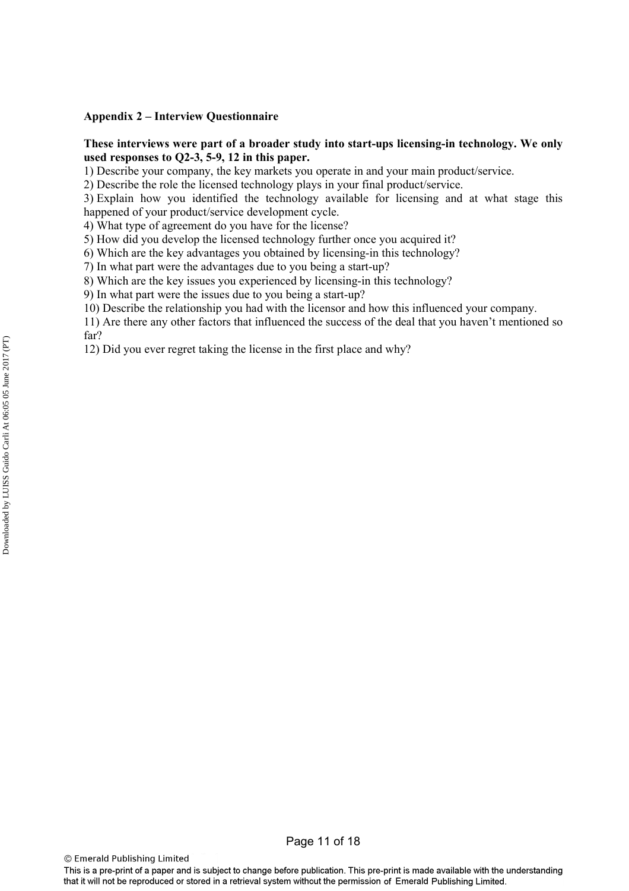**Appendix 2 – Interview Questionnaire**

**These interviews were part of a broader study into start-ups licensing-in technology. We only used responses to Q2-3, 5-9, 12 in this paper.**

1) Describe your company, the key markets you operate in and your main product/service.
2) Describe the role the licensed technology plays in your final product/service.
3) Explain how you identified the technology available for licensing and at what stage this happened of your product/service development cycle.
4) What type of agreement do you have for the license?
5) How did you develop the licensed technology further once you acquired it?
6) Which are the key advantages you obtained by licensing-in this technology?
7) In what part were the advantages due to you being a start-up?
8) Which are the key issues you experienced by licensing-in this technology?
9) In what part were the issues due to you being a start-up?
10) Describe the relationship you had with the licensor and how this influenced your company.
11) Are there any other factors that influenced the success of the deal that you haven't mentioned so far?
12) Did you ever regret taking the license in the first place and why?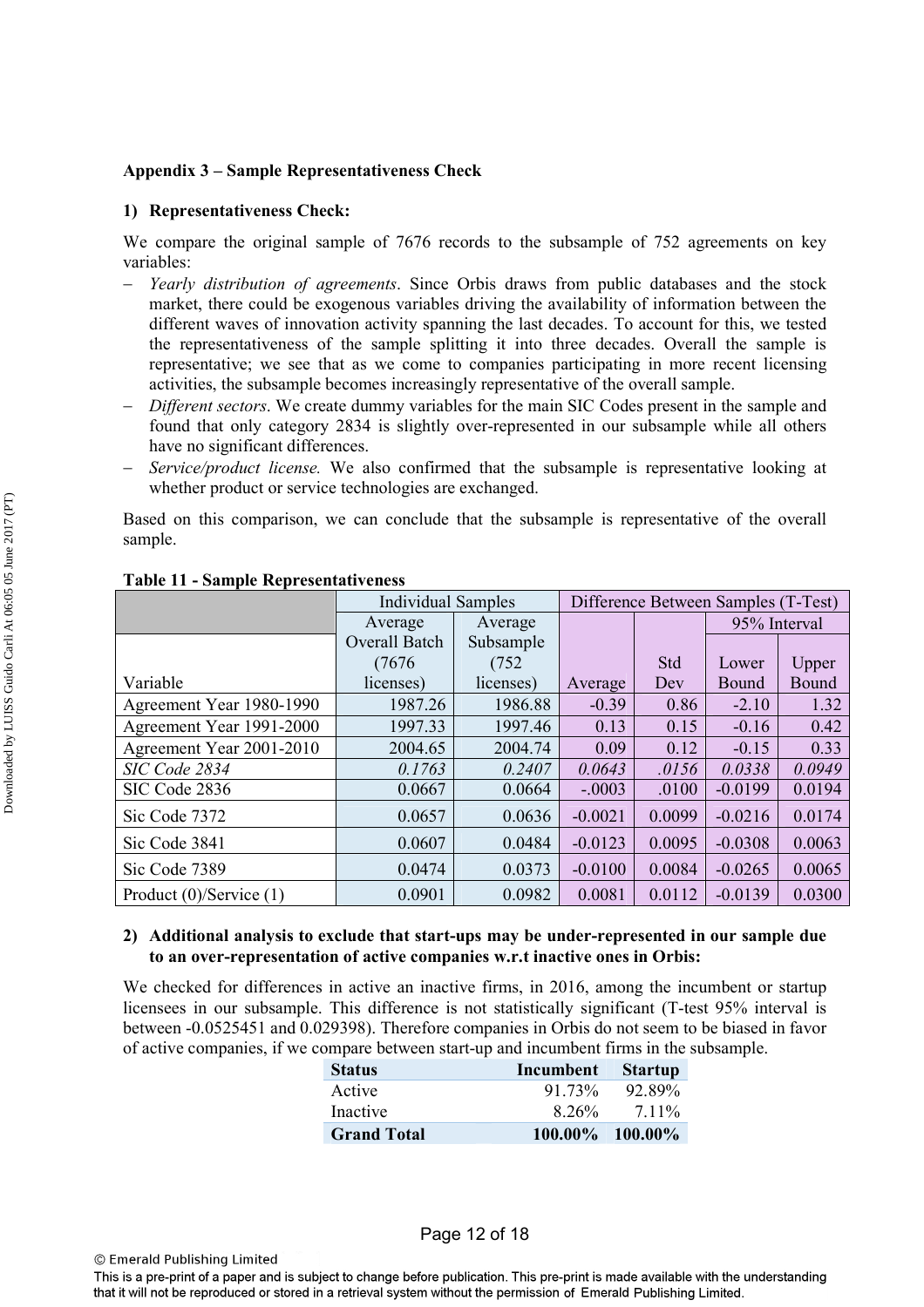**Appendix 3 – Sample Representativeness Check**

**1) Representativeness Check:**

We compare the original sample of 7676 records to the subsample of 752 agreements on key variables:

- *Yearly distribution of agreements*. Since Orbis draws from public databases and the stock market, there could be exogenous variables driving the availability of information between the different waves of innovation activity spanning the last decades. To account for this, we tested the representativeness of the sample splitting it into three decades. Overall the sample is representative; we see that as we come to companies participating in more recent licensing activities, the subsample becomes increasingly representative of the overall sample.
- *Different sectors*. We create dummy variables for the main SIC Codes present in the sample and found that only category 2834 is slightly over-represented in our subsample while all others have no significant differences.
- *Service/product license.* We also confirmed that the subsample is representative looking at whether product or service technologies are exchanged.

Based on this comparison, we can conclude that the subsample is representative of the overall sample.

**Table 11 - Sample Representativeness**

| | Individual Samples | | Difference Between Samples (T-Test) | | | |
|---|---|---|---|---|---|---|
| | | | | | 95% Interval | |
| Variable | Average Overall Batch (7676 licenses) | Average Subsample (752 licenses) | Average | Std Dev | Lower Bound | Upper Bound |
| Agreement Year 1980-1990 | 1987.26 | 1986.88 | -0.39 | 0.86 | -2.10 | 1.32 |
| Agreement Year 1991-2000 | 1997.33 | 1997.46 | 0.13 | 0.15 | -0.16 | 0.42 |
| Agreement Year 2001-2010 | 2004.65 | 2004.74 | 0.09 | 0.12 | -0.15 | 0.33 |
| *SIC Code 2834* | *0.1763* | *0.2407* | *0.0643* | *.0156* | *0.0338* | *0.0949* |
| SIC Code 2836 | 0.0667 | 0.0664 | -.0003 | .0100 | -0.0199 | 0.0194 |
| Sic Code 7372 | 0.0657 | 0.0636 | -0.0021 | 0.0099 | -0.0216 | 0.0174 |
| Sic Code 3841 | 0.0607 | 0.0484 | -0.0123 | 0.0095 | -0.0308 | 0.0063 |
| Sic Code 7389 | 0.0474 | 0.0373 | -0.0100 | 0.0084 | -0.0265 | 0.0065 |
| Product (0)/Service (1) | 0.0901 | 0.0982 | 0.0081 | 0.0112 | -0.0139 | 0.0300 |

**2) Additional analysis to exclude that start-ups may be under-represented in our sample due to an over-representation of active companies w.r.t inactive ones in Orbis:**

We checked for differences in active an inactive firms, in 2016, among the incumbent or startup licensees in our subsample. This difference is not statistically significant (T-test 95% interval is between -0.0525451 and 0.029398). Therefore companies in Orbis do not seem to be biased in favor of active companies, if we compare between start-up and incumbent firms in the subsample.

| **Status** | **Incumbent** | **Startup** |
|---|---|---|
| Active | 91.73% | 92.89% |
| Inactive | 8.26% | 7.11% |
| **Grand Total** | **100.00%** | **100.00%** |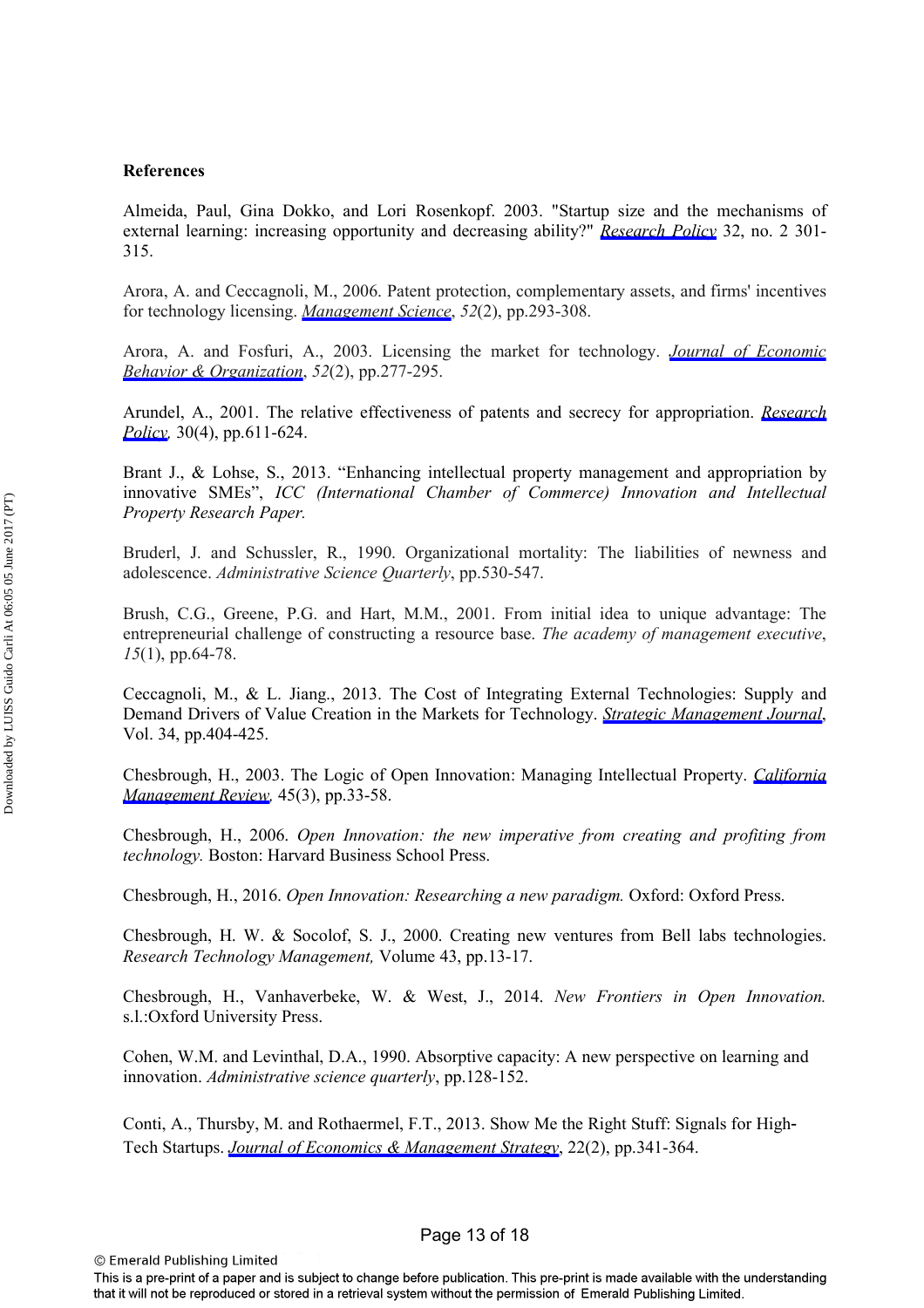## References

Almeida, Paul, Gina Dokko, and Lori Rosenkopf. 2003. "Startup size and the mechanisms of external learning: increasing opportunity and decreasing ability?" *Research Policy* 32, no. 2 301-315.

Arora, A. and Ceccagnoli, M., 2006. Patent protection, complementary assets, and firms' incentives for technology licensing. *Management Science*, *52*(2), pp.293-308.

Arora, A. and Fosfuri, A., 2003. Licensing the market for technology. *Journal of Economic Behavior & Organization*, *52*(2), pp.277-295.

Arundel, A., 2001. The relative effectiveness of patents and secrecy for appropriation. *Research Policy,* 30(4), pp.611-624.

Brant J., & Lohse, S., 2013. "Enhancing intellectual property management and appropriation by innovative SMEs", *ICC (International Chamber of Commerce) Innovation and Intellectual Property Research Paper.*

Bruderl, J. and Schussler, R., 1990. Organizational mortality: The liabilities of newness and adolescence. *Administrative Science Quarterly*, pp.530-547.

Brush, C.G., Greene, P.G. and Hart, M.M., 2001. From initial idea to unique advantage: The entrepreneurial challenge of constructing a resource base. *The academy of management executive*, *15*(1), pp.64-78.

Ceccagnoli, M., & L. Jiang., 2013. The Cost of Integrating External Technologies: Supply and Demand Drivers of Value Creation in the Markets for Technology. *Strategic Management Journal*, Vol. 34, pp.404-425.

Chesbrough, H., 2003. The Logic of Open Innovation: Managing Intellectual Property. *California Management Review,* 45(3), pp.33-58.

Chesbrough, H., 2006. *Open Innovation: the new imperative from creating and profiting from technology.* Boston: Harvard Business School Press.

Chesbrough, H., 2016. *Open Innovation: Researching a new paradigm.* Oxford: Oxford Press.

Chesbrough, H. W. & Socolof, S. J., 2000. Creating new ventures from Bell labs technologies. *Research Technology Management,* Volume 43, pp.13-17.

Chesbrough, H., Vanhaverbeke, W. & West, J., 2014. *New Frontiers in Open Innovation.* s.l.:Oxford University Press.

Cohen, W.M. and Levinthal, D.A., 1990. Absorptive capacity: A new perspective on learning and innovation. *Administrative science quarterly*, pp.128-152.

Conti, A., Thursby, M. and Rothaermel, F.T., 2013. Show Me the Right Stuff: Signals for High-Tech Startups. *Journal of Economics & Management Strategy*, 22(2), pp.341-364.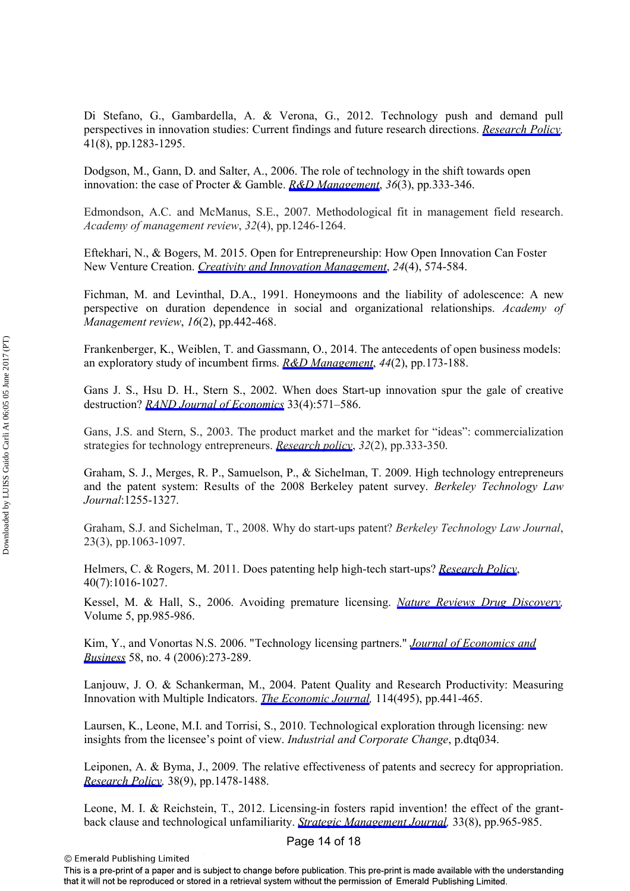Di Stefano, G., Gambardella, A. & Verona, G., 2012. Technology push and demand pull perspectives in innovation studies: Current findings and future research directions. *Research Policy*, 41(8), pp.1283-1295.

Dodgson, M., Gann, D. and Salter, A., 2006. The role of technology in the shift towards open innovation: the case of Procter & Gamble. *R&D Management*, *36*(3), pp.333-346.

Edmondson, A.C. and McManus, S.E., 2007. Methodological fit in management field research. *Academy of management review*, *32*(4), pp.1246-1264.

Eftekhari, N., & Bogers, M. 2015. Open for Entrepreneurship: How Open Innovation Can Foster New Venture Creation. *Creativity and Innovation Management*, *24*(4), 574-584.

Fichman, M. and Levinthal, D.A., 1991. Honeymoons and the liability of adolescence: A new perspective on duration dependence in social and organizational relationships. *Academy of Management review*, *16*(2), pp.442-468.

Frankenberger, K., Weiblen, T. and Gassmann, O., 2014. The antecedents of open business models: an exploratory study of incumbent firms. *R&D Management*, *44*(2), pp.173-188.

Gans J. S., Hsu D. H., Stern S., 2002. When does Start-up innovation spur the gale of creative destruction? *RAND Journal of Economics* 33(4):571–586.

Gans, J.S. and Stern, S., 2003. The product market and the market for "ideas": commercialization strategies for technology entrepreneurs. *Research policy*, *32*(2), pp.333-350.

Graham, S. J., Merges, R. P., Samuelson, P., & Sichelman, T. 2009. High technology entrepreneurs and the patent system: Results of the 2008 Berkeley patent survey. *Berkeley Technology Law Journal*:1255-1327.

Graham, S.J. and Sichelman, T., 2008. Why do start-ups patent? *Berkeley Technology Law Journal*, 23(3), pp.1063-1097.

Helmers, C. & Rogers, M. 2011. Does patenting help high-tech start-ups? *Research Policy*, 40(7):1016-1027.

Kessel, M. & Hall, S., 2006. Avoiding premature licensing. *Nature Reviews Drug Discovery*, Volume 5, pp.985-986.

Kim, Y., and Vonortas N.S. 2006. "Technology licensing partners." *Journal of Economics and Business* 58, no. 4 (2006):273-289.

Lanjouw, J. O. & Schankerman, M., 2004. Patent Quality and Research Productivity: Measuring Innovation with Multiple Indicators. *The Economic Journal*, 114(495), pp.441-465.

Laursen, K., Leone, M.I. and Torrisi, S., 2010. Technological exploration through licensing: new insights from the licensee's point of view. *Industrial and Corporate Change*, p.dtq034.

Leiponen, A. & Byma, J., 2009. The relative effectiveness of patents and secrecy for appropriation. *Research Policy*, 38(9), pp.1478-1488.

Leone, M. I. & Reichstein, T., 2012. Licensing-in fosters rapid invention! the effect of the grant-back clause and technological unfamiliarity. *Strategic Management Journal*, 33(8), pp.965-985.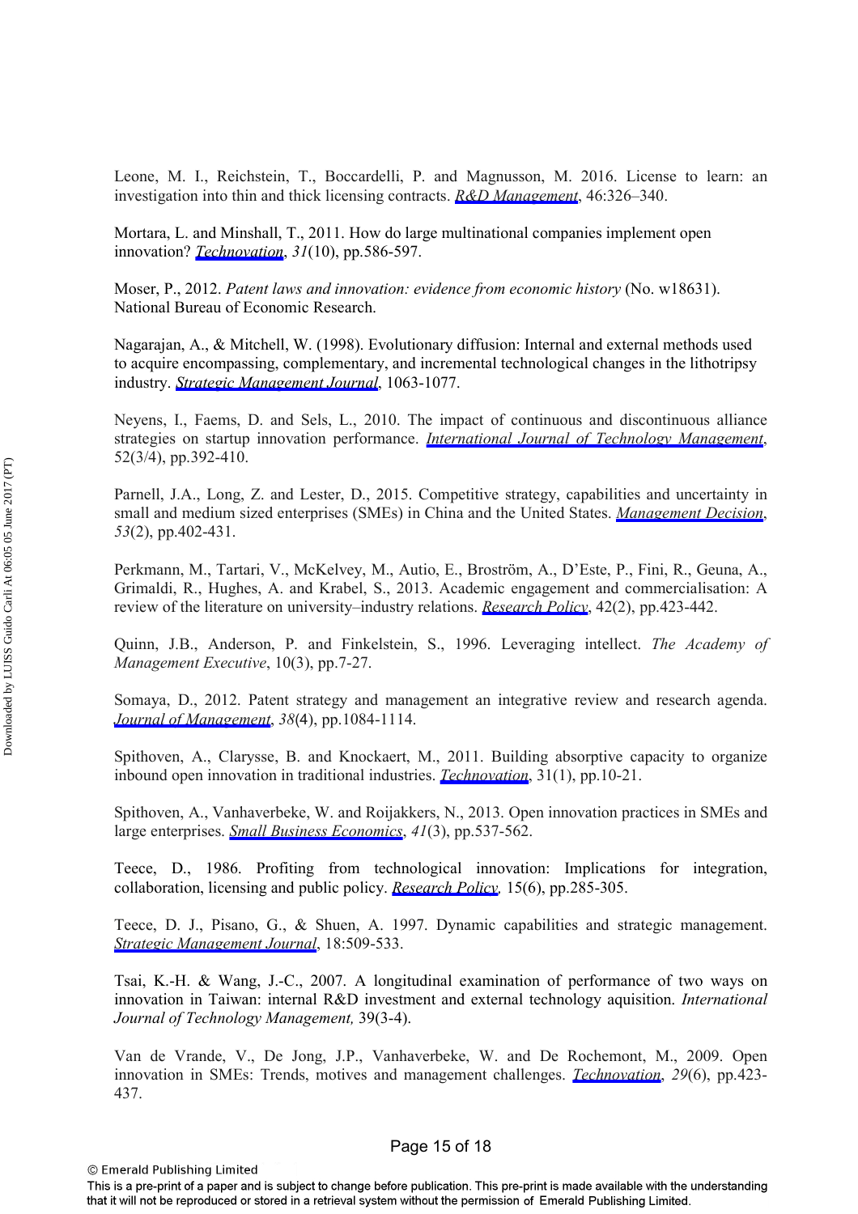Leone, M. I., Reichstein, T., Boccardelli, P. and Magnusson, M. 2016. License to learn: an investigation into thin and thick licensing contracts. *R&D Management*, 46:326–340.

Mortara, L. and Minshall, T., 2011. How do large multinational companies implement open innovation? *Technovation*, *31*(10), pp.586-597.

Moser, P., 2012. *Patent laws and innovation: evidence from economic history* (No. w18631). National Bureau of Economic Research.

Nagarajan, A., & Mitchell, W. (1998). Evolutionary diffusion: Internal and external methods used to acquire encompassing, complementary, and incremental technological changes in the lithotripsy industry. *Strategic Management Journal*, 1063-1077.

Neyens, I., Faems, D. and Sels, L., 2010. The impact of continuous and discontinuous alliance strategies on startup innovation performance. *International Journal of Technology Management*, 52(3/4), pp.392-410.

Parnell, J.A., Long, Z. and Lester, D., 2015. Competitive strategy, capabilities and uncertainty in small and medium sized enterprises (SMEs) in China and the United States. *Management Decision*, *53*(2), pp.402-431.

Perkmann, M., Tartari, V., McKelvey, M., Autio, E., Broström, A., D'Este, P., Fini, R., Geuna, A., Grimaldi, R., Hughes, A. and Krabel, S., 2013. Academic engagement and commercialisation: A review of the literature on university–industry relations. *Research Policy*, 42(2), pp.423-442.

Quinn, J.B., Anderson, P. and Finkelstein, S., 1996. Leveraging intellect. *The Academy of Management Executive*, 10(3), pp.7-27.

Somaya, D., 2012. Patent strategy and management an integrative review and research agenda. *Journal of Management*, *38*(4), pp.1084-1114.

Spithoven, A., Clarysse, B. and Knockaert, M., 2011. Building absorptive capacity to organize inbound open innovation in traditional industries. *Technovation*, 31(1), pp.10-21.

Spithoven, A., Vanhaverbeke, W. and Roijakkers, N., 2013. Open innovation practices in SMEs and large enterprises. *Small Business Economics*, *41*(3), pp.537-562.

Teece, D., 1986. Profiting from technological innovation: Implications for integration, collaboration, licensing and public policy. *Research Policy*, 15(6), pp.285-305.

Teece, D. J., Pisano, G., & Shuen, A. 1997. Dynamic capabilities and strategic management. *Strategic Management Journal*, 18:509-533.

Tsai, K.-H. & Wang, J.-C., 2007. A longitudinal examination of performance of two ways on innovation in Taiwan: internal R&D investment and external technology aquisition. *International Journal of Technology Management,* 39(3-4).

Van de Vrande, V., De Jong, J.P., Vanhaverbeke, W. and De Rochemont, M., 2009. Open innovation in SMEs: Trends, motives and management challenges. *Technovation*, *29*(6), pp.423-437.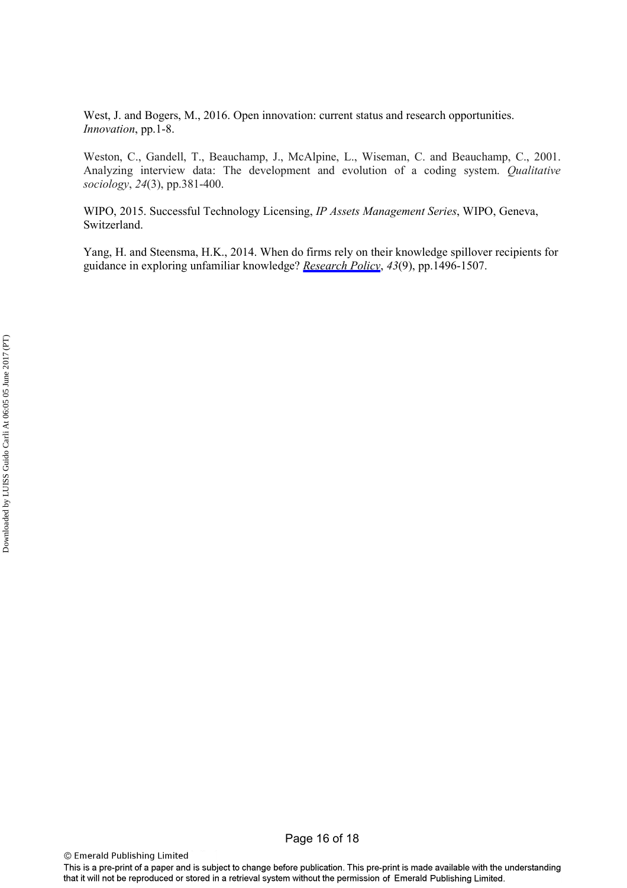West, J. and Bogers, M., 2016. Open innovation: current status and research opportunities. *Innovation*, pp.1-8.

Weston, C., Gandell, T., Beauchamp, J., McAlpine, L., Wiseman, C. and Beauchamp, C., 2001. Analyzing interview data: The development and evolution of a coding system. *Qualitative sociology*, *24*(3), pp.381-400.

WIPO, 2015. Successful Technology Licensing, *IP Assets Management Series*, WIPO, Geneva, Switzerland.

Yang, H. and Steensma, H.K., 2014. When do firms rely on their knowledge spillover recipients for guidance in exploring unfamiliar knowledge? *Research Policy*, *43*(9), pp.1496-1507.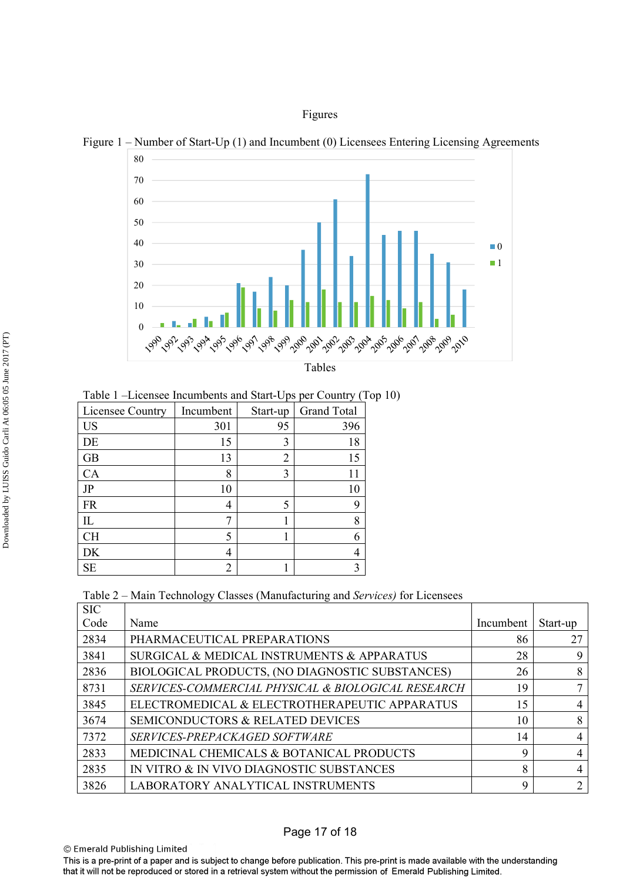# Figures

Figure 1 – Number of Start-Up (1) and Incumbent (0) Licensees Entering Licensing Agreements

# Tables

Table 1 –Licensee Incumbents and Start-Ups per Country (Top 10)

| Licensee Country | Incumbent | Start-up | Grand Total |
|---|---|---|---|
| US | 301 | 95 | 396 |
| DE | 15 | 3 | 18 |
| GB | 13 | 2 | 15 |
| CA | 8 | 3 | 11 |
| JP | 10 | | 10 |
| FR | 4 | 5 | 9 |
| IL | 7 | 1 | 8 |
| CH | 5 | 1 | 6 |
| DK | 4 | | 4 |
| SE | 2 | 1 | 3 |

Table 2 – Main Technology Classes (Manufacturing and *Services)* for Licensees

| SIC Code | Name | Incumbent | Start-up |
|---|---|---|---|
| 2834 | PHARMACEUTICAL PREPARATIONS | 86 | 27 |
| 3841 | SURGICAL & MEDICAL INSTRUMENTS & APPARATUS | 28 | 9 |
| 2836 | BIOLOGICAL PRODUCTS, (NO DIAGNOSTIC SUBSTANCES) | 26 | 8 |
| 8731 | *SERVICES-COMMERCIAL PHYSICAL & BIOLOGICAL RESEARCH* | 19 | 7 |
| 3845 | ELECTROMEDICAL & ELECTROTHERAPEUTIC APPARATUS | 15 | 4 |
| 3674 | SEMICONDUCTORS & RELATED DEVICES | 10 | 8 |
| 7372 | *SERVICES-PREPACKAGED SOFTWARE* | 14 | 4 |
| 2833 | MEDICINAL CHEMICALS & BOTANICAL PRODUCTS | 9 | 4 |
| 2835 | IN VITRO & IN VIVO DIAGNOSTIC SUBSTANCES | 8 | 4 |
| 3826 | LABORATORY ANALYTICAL INSTRUMENTS | 9 | 2 |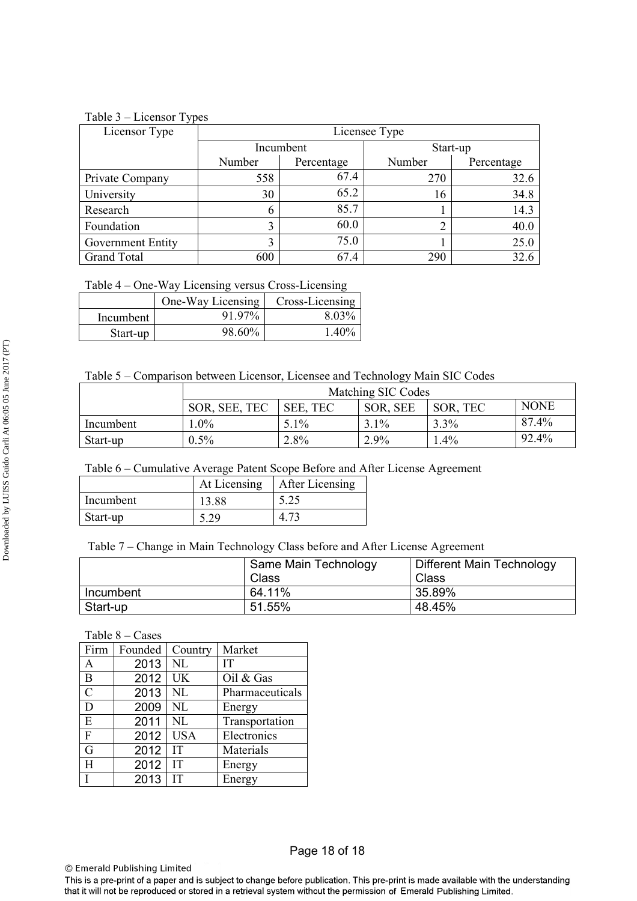Table 3 – Licensor Types

| Licensor Type | Licensee Type | | | |
|---|---|---|---|---|
| | Incumbent | | Start-up | |
| | Number | Percentage | Number | Percentage |
| Private Company | 558 | 67.4 | 270 | 32.6 |
| University | 30 | 65.2 | 16 | 34.8 |
| Research | 6 | 85.7 | 1 | 14.3 |
| Foundation | 3 | 60.0 | 2 | 40.0 |
| Government Entity | 3 | 75.0 | 1 | 25.0 |
| Grand Total | 600 | 67.4 | 290 | 32.6 |

Table 4 – One-Way Licensing versus Cross-Licensing

| | One-Way Licensing | Cross-Licensing |
|---|---|---|
| Incumbent | 91.97% | 8.03% |
| Start-up | 98.60% | 1.40% |

Table 5 – Comparison between Licensor, Licensee and Technology Main SIC Codes

| | Matching SIC Codes | | | | |
|---|---|---|---|---|---|
| | SOR, SEE, TEC | SEE, TEC | SOR, SEE | SOR, TEC | NONE |
| Incumbent | 1.0% | 5.1% | 3.1% | 3.3% | 87.4% |
| Start-up | 0.5% | 2.8% | 2.9% | 1.4% | 92.4% |

Table 6 – Cumulative Average Patent Scope Before and After License Agreement

| | At Licensing | After Licensing |
|---|---|---|
| Incumbent | 13.88 | 5.25 |
| Start-up | 5.29 | 4.73 |

Table 7 – Change in Main Technology Class before and After License Agreement

| | Same Main Technology Class | Different Main Technology Class |
|---|---|---|
| Incumbent | 64.11% | 35.89% |
| Start-up | 51.55% | 48.45% |

Table 8 – Cases

| Firm | Founded | Country | Market |
|---|---|---|---|
| A | 2013 | NL | IT |
| B | 2012 | UK | Oil & Gas |
| C | 2013 | NL | Pharmaceuticals |
| D | 2009 | NL | Energy |
| E | 2011 | NL | Transportation |
| F | 2012 | USA | Electronics |
| G | 2012 | IT | Materials |
| H | 2012 | IT | Energy |
| I | 2013 | IT | Energy |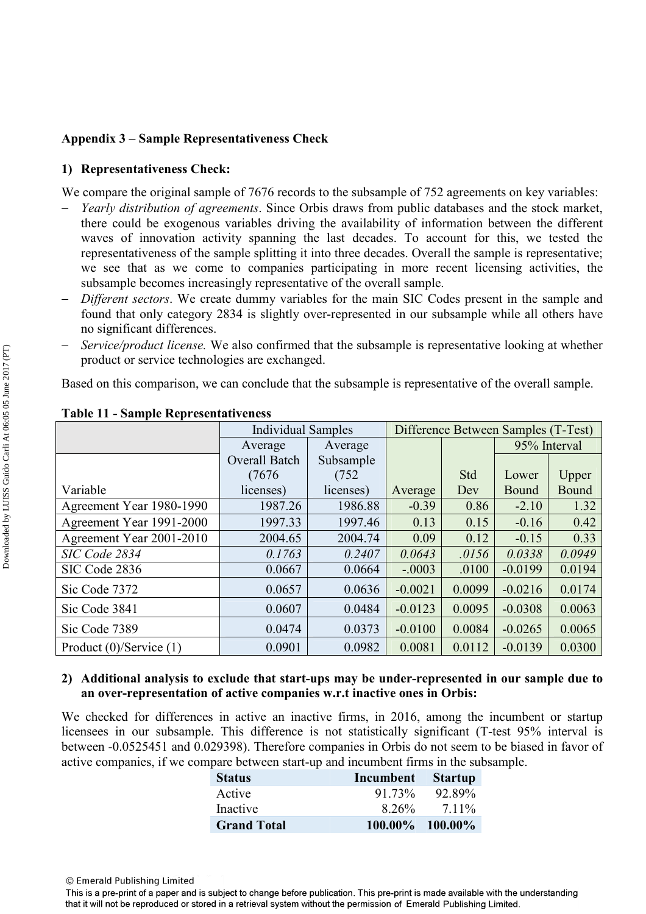## Appendix 3 – Sample Representativeness Check

### 1) Representativeness Check:

We compare the original sample of 7676 records to the subsample of 752 agreements on key variables:

- *Yearly distribution of agreements*. Since Orbis draws from public databases and the stock market, there could be exogenous variables driving the availability of information between the different waves of innovation activity spanning the last decades. To account for this, we tested the representativeness of the sample splitting it into three decades. Overall the sample is representative; we see that as we come to companies participating in more recent licensing activities, the subsample becomes increasingly representative of the overall sample.
- *Different sectors*. We create dummy variables for the main SIC Codes present in the sample and found that only category 2834 is slightly over-represented in our subsample while all others have no significant differences.
- *Service/product license.* We also confirmed that the subsample is representative looking at whether product or service technologies are exchanged.

Based on this comparison, we can conclude that the subsample is representative of the overall sample.

**Table 11 - Sample Representativeness**

| | Individual Samples | | Difference Between Samples (T-Test) | | | |
|---|---|---|---|---|---|---|
| | | | | | 95% Interval | |
| Variable | Average Overall Batch (7676 licenses) | Average Subsample (752 licenses) | Average | Std Dev | Lower Bound | Upper Bound |
| Agreement Year 1980-1990 | 1987.26 | 1986.88 | -0.39 | 0.86 | -2.10 | 1.32 |
| Agreement Year 1991-2000 | 1997.33 | 1997.46 | 0.13 | 0.15 | -0.16 | 0.42 |
| Agreement Year 2001-2010 | 2004.65 | 2004.74 | 0.09 | 0.12 | -0.15 | 0.33 |
| *SIC Code 2834* | *0.1763* | *0.2407* | *0.0643* | *.0156* | *0.0338* | *0.0949* |
| SIC Code 2836 | 0.0667 | 0.0664 | -.0003 | .0100 | -0.0199 | 0.0194 |
| Sic Code 7372 | 0.0657 | 0.0636 | -0.0021 | 0.0099 | -0.0216 | 0.0174 |
| Sic Code 3841 | 0.0607 | 0.0484 | -0.0123 | 0.0095 | -0.0308 | 0.0063 |
| Sic Code 7389 | 0.0474 | 0.0373 | -0.0100 | 0.0084 | -0.0265 | 0.0065 |
| Product (0)/Service (1) | 0.0901 | 0.0982 | 0.0081 | 0.0112 | -0.0139 | 0.0300 |

### 2) Additional analysis to exclude that start-ups may be under-represented in our sample due to an over-representation of active companies w.r.t inactive ones in Orbis:

We checked for differences in active an inactive firms, in 2016, among the incumbent or startup licensees in our subsample. This difference is not statistically significant (T-test 95% interval is between -0.0525451 and 0.029398). Therefore companies in Orbis do not seem to be biased in favor of active companies, if we compare between start-up and incumbent firms in the subsample.

| Status | Incumbent | Startup |
|---|---|---|
| Active | 91.73% | 92.89% |
| Inactive | 8.26% | 7.11% |
| **Grand Total** | **100.00%** | **100.00%** |